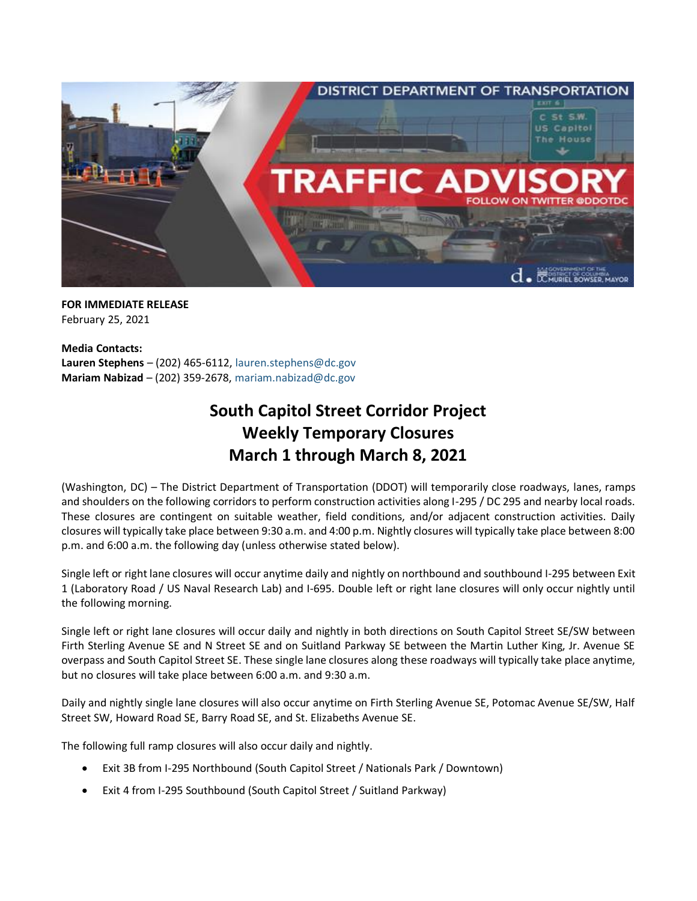**FOR IMMEDIATE RELEASE**
February 25, 2021

**Media Contacts:**
**Lauren Stephens** – (202) 465-6112, lauren.stephens@dc.gov
**Mariam Nabizad** – (202) 359-2678, mariam.nabizad@dc.gov

# South Capitol Street Corridor Project
# Weekly Temporary Closures
# March 1 through March 8, 2021

(Washington, DC) – The District Department of Transportation (DDOT) will temporarily close roadways, lanes, ramps and shoulders on the following corridors to perform construction activities along I-295 / DC 295 and nearby local roads. These closures are contingent on suitable weather, field conditions, and/or adjacent construction activities. Daily closures will typically take place between 9:30 a.m. and 4:00 p.m. Nightly closures will typically take place between 8:00 p.m. and 6:00 a.m. the following day (unless otherwise stated below).

Single left or right lane closures will occur anytime daily and nightly on northbound and southbound I-295 between Exit 1 (Laboratory Road / US Naval Research Lab) and I-695. Double left or right lane closures will only occur nightly until the following morning.

Single left or right lane closures will occur daily and nightly in both directions on South Capitol Street SE/SW between Firth Sterling Avenue SE and N Street SE and on Suitland Parkway SE between the Martin Luther King, Jr. Avenue SE overpass and South Capitol Street SE. These single lane closures along these roadways will typically take place anytime, but no closures will take place between 6:00 a.m. and 9:30 a.m.

Daily and nightly single lane closures will also occur anytime on Firth Sterling Avenue SE, Potomac Avenue SE/SW, Half Street SW, Howard Road SE, Barry Road SE, and St. Elizabeths Avenue SE.

The following full ramp closures will also occur daily and nightly.

- Exit 3B from I-295 Northbound (South Capitol Street / Nationals Park / Downtown)
- Exit 4 from I-295 Southbound (South Capitol Street / Suitland Parkway)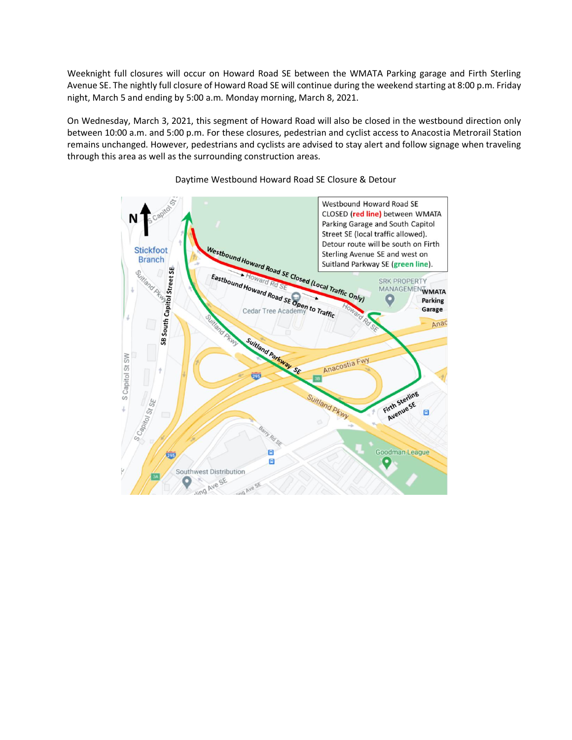Weeknight full closures will occur on Howard Road SE between the WMATA Parking garage and Firth Sterling Avenue SE. The nightly full closure of Howard Road SE will continue during the weekend starting at 8:00 p.m. Friday night, March 5 and ending by 5:00 a.m. Monday morning, March 8, 2021.

On Wednesday, March 3, 2021, this segment of Howard Road will also be closed in the westbound direction only between 10:00 a.m. and 5:00 p.m. For these closures, pedestrian and cyclist access to Anacostia Metrorail Station remains unchanged. However, pedestrians and cyclists are advised to stay alert and follow signage when traveling through this area as well as the surrounding construction areas.

Daytime Westbound Howard Road SE Closure & Detour

Westbound Howard Road SE CLOSED (red line) between WMATA Parking Garage and South Capitol Street SE (local traffic allowed). Detour route will be south on Firth Sterling Avenue SE and west on Suitland Parkway SE (green line).

Westbound Howard Road SE Closed (Local Traffic Only)

Eastbound Howard Road SE Open to Traffic

WMATA Parking Garage

SB South Capitol Street SE

Suitland Parkway SE

Firth Sterling Avenue SE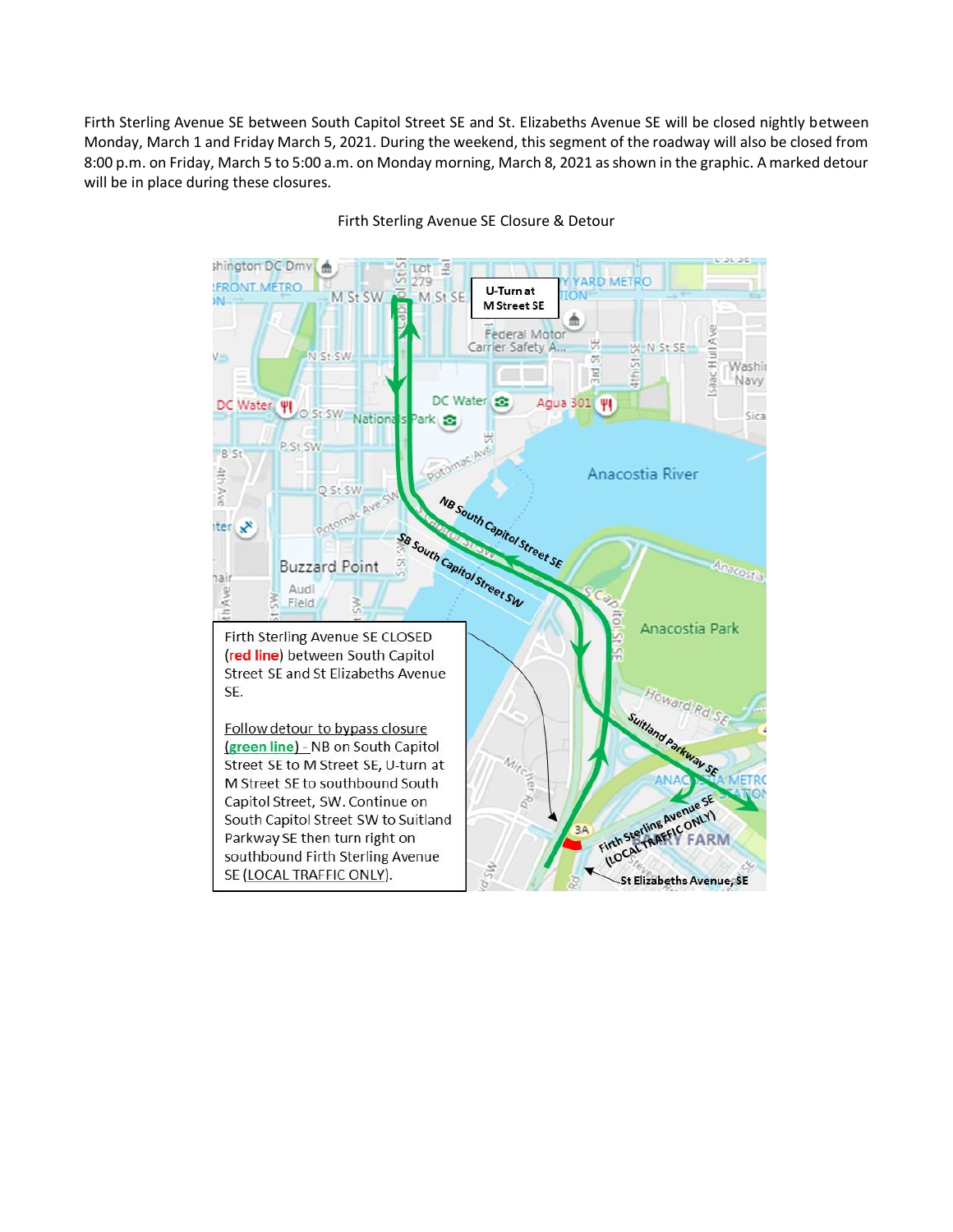Firth Sterling Avenue SE between South Capitol Street SE and St. Elizabeths Avenue SE will be closed nightly between Monday, March 1 and Friday March 5, 2021. During the weekend, this segment of the roadway will also be closed from 8:00 p.m. on Friday, March 5 to 5:00 a.m. on Monday morning, March 8, 2021 as shown in the graphic. A marked detour will be in place during these closures.

Firth Sterling Avenue SE Closure & Detour

U-Turn at M Street SE

NB South Capitol Street SE

SB South Capitol Street SW

Suitland Parkway SE

Firth Sterling Avenue SE (LOCAL TRAFFIC ONLY)

St Elizabeths Avenue, SE

Firth Sterling Avenue SE CLOSED (red line) between South Capitol Street SE and St Elizabeths Avenue SE.

Follow detour to bypass closure (green line) - NB on South Capitol Street SE to M Street SE, U-turn at M Street SE to southbound South Capitol Street, SW. Continue on South Capitol Street SW to Suitland Parkway SE then turn right on southbound Firth Sterling Avenue SE (LOCAL TRAFFIC ONLY).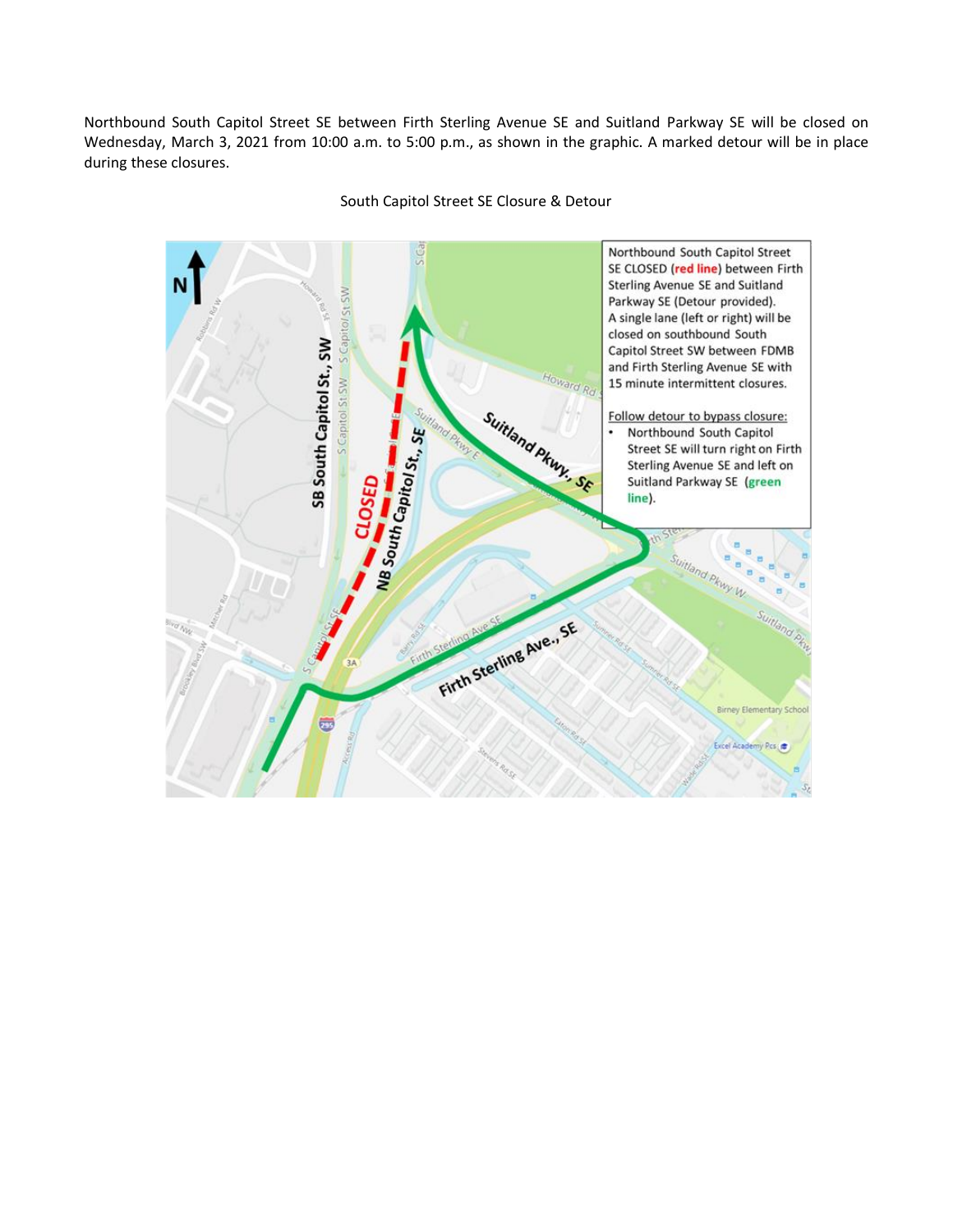Northbound South Capitol Street SE between Firth Sterling Avenue SE and Suitland Parkway SE will be closed on Wednesday, March 3, 2021 from 10:00 a.m. to 5:00 p.m., as shown in the graphic. A marked detour will be in place during these closures.

South Capitol Street SE Closure & Detour

Northbound South Capitol Street SE CLOSED (red line) between Firth Sterling Avenue SE and Suitland Parkway SE (Detour provided).
A single lane (left or right) will be closed on southbound South Capitol Street SW between FDMB and Firth Sterling Avenue SE with 15 minute intermittent closures.

Follow detour to bypass closure:

- Northbound South Capitol Street SE will turn right on Firth Sterling Avenue SE and left on Suitland Parkway SE (green line).

N

SB South Capitol St., SW

CLOSED

NB South Capitol St., SE

Suitland Pkwy., SE

Firth Sterling Ave., SE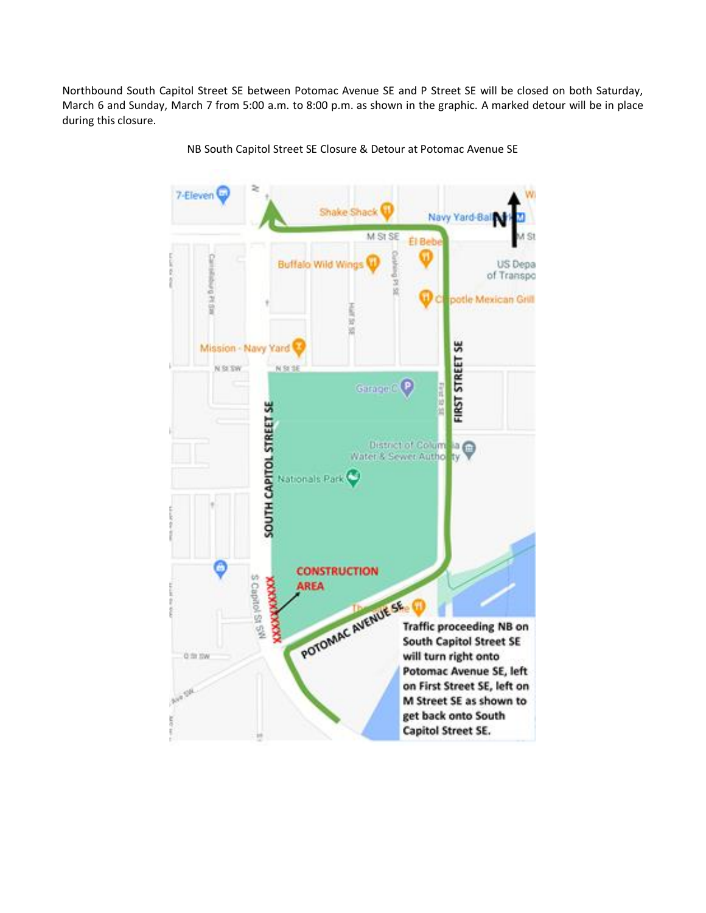Northbound South Capitol Street SE between Potomac Avenue SE and P Street SE will be closed on both Saturday, March 6 and Sunday, March 7 from 5:00 a.m. to 8:00 p.m. as shown in the graphic. A marked detour will be in place during this closure.

NB South Capitol Street SE Closure & Detour at Potomac Avenue SE

SOUTH CAPITOL STREET SE

FIRST STREET SE

POTOMAC AVENUE SE

CONSTRUCTION AREA

Traffic proceeding NB on South Capitol Street SE will turn right onto Potomac Avenue SE, left on First Street SE, left on M Street SE as shown to get back onto South Capitol Street SE.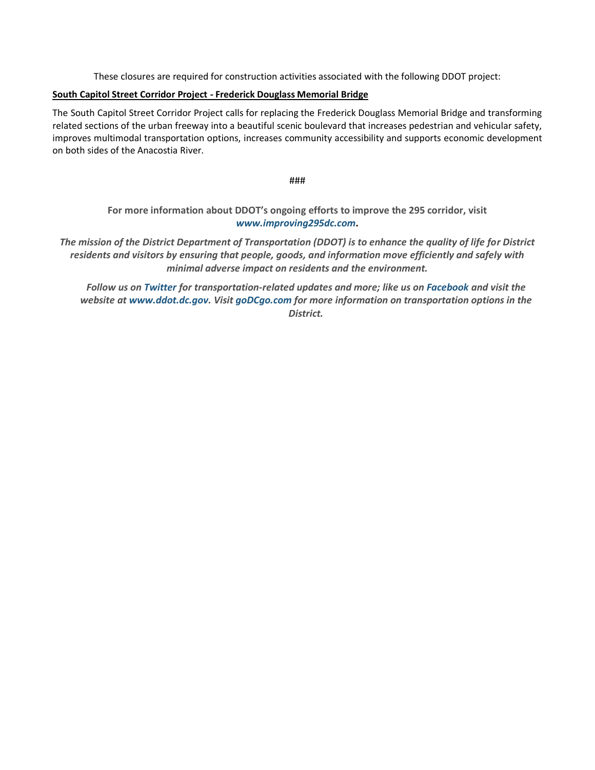These closures are required for construction activities associated with the following DDOT project:

**South Capitol Street Corridor Project - Frederick Douglass Memorial Bridge**

The South Capitol Street Corridor Project calls for replacing the Frederick Douglass Memorial Bridge and transforming related sections of the urban freeway into a beautiful scenic boulevard that increases pedestrian and vehicular safety, improves multimodal transportation options, increases community accessibility and supports economic development on both sides of the Anacostia River.

###

**For more information about DDOT's ongoing efforts to improve the 295 corridor, visit *www.improving295dc.com*.**

***The mission of the District Department of Transportation (DDOT) is to enhance the quality of life for District residents and visitors by ensuring that people, goods, and information move efficiently and safely with minimal adverse impact on residents and the environment.***

***Follow us on Twitter for transportation-related updates and more; like us on Facebook and visit the website at www.ddot.dc.gov. Visit goDCgo.com for more information on transportation options in the District.***